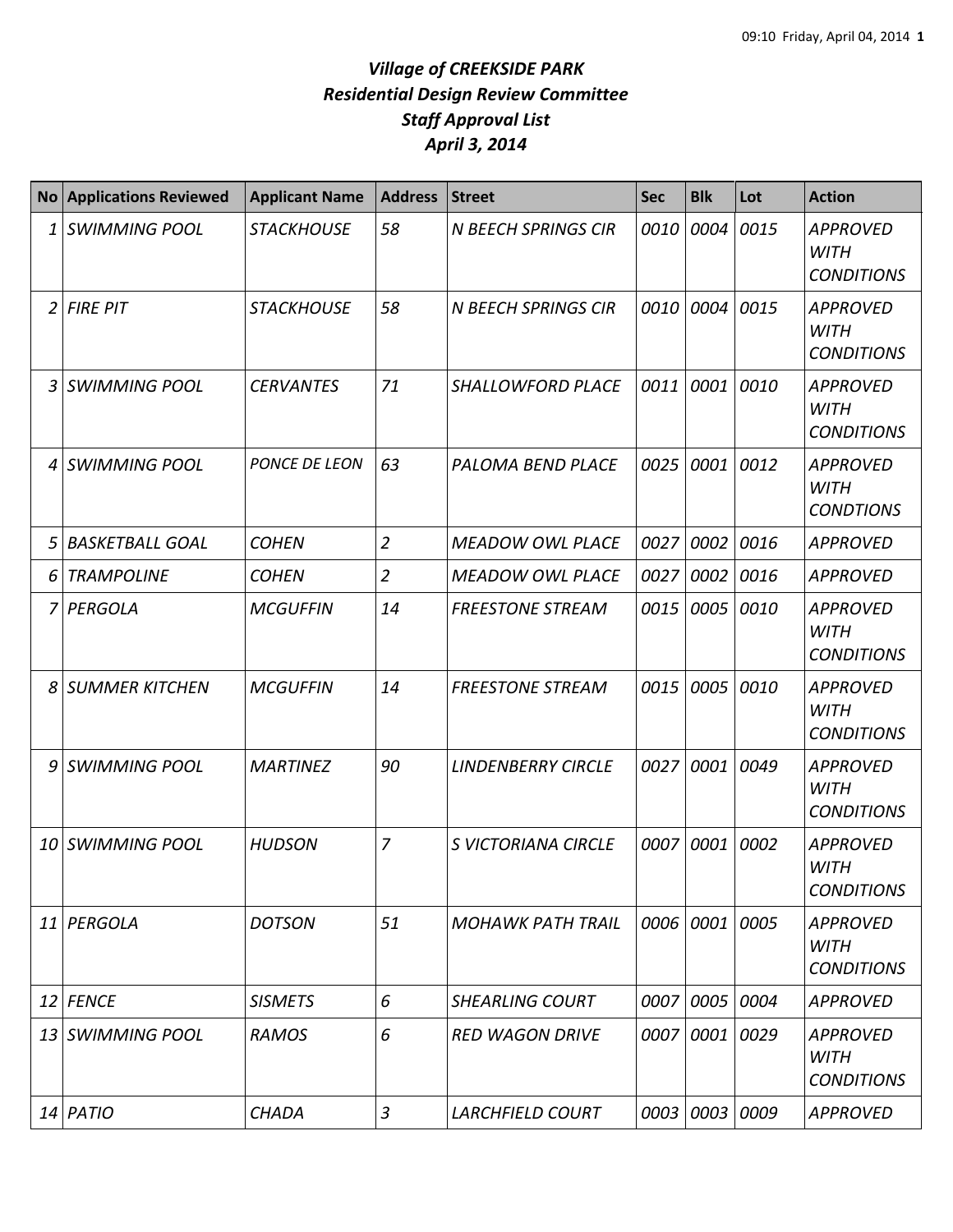# *Village of CREEKSIDE PARK*
## *Residential Design Review Committee*
## *Staff Approval List*
## *April 3, 2014*

| No | Applications Reviewed | Applicant Name | Address | Street | Sec | Blk | Lot | Action |
|---|---|---|---|---|---|---|---|---|
| 1 | SWIMMING POOL | STACKHOUSE | 58 | N BEECH SPRINGS CIR | 0010 | 0004 | 0015 | APPROVED WITH CONDITIONS |
| 2 | FIRE PIT | STACKHOUSE | 58 | N BEECH SPRINGS CIR | 0010 | 0004 | 0015 | APPROVED WITH CONDITIONS |
| 3 | SWIMMING POOL | CERVANTES | 71 | SHALLOWFORD PLACE | 0011 | 0001 | 0010 | APPROVED WITH CONDITIONS |
| 4 | SWIMMING POOL | PONCE DE LEON | 63 | PALOMA BEND PLACE | 0025 | 0001 | 0012 | APPROVED WITH CONDTIONS |
| 5 | BASKETBALL GOAL | COHEN | 2 | MEADOW OWL PLACE | 0027 | 0002 | 0016 | APPROVED |
| 6 | TRAMPOLINE | COHEN | 2 | MEADOW OWL PLACE | 0027 | 0002 | 0016 | APPROVED |
| 7 | PERGOLA | MCGUFFIN | 14 | FREESTONE STREAM | 0015 | 0005 | 0010 | APPROVED WITH CONDITIONS |
| 8 | SUMMER KITCHEN | MCGUFFIN | 14 | FREESTONE STREAM | 0015 | 0005 | 0010 | APPROVED WITH CONDITIONS |
| 9 | SWIMMING POOL | MARTINEZ | 90 | LINDENBERRY CIRCLE | 0027 | 0001 | 0049 | APPROVED WITH CONDITIONS |
| 10 | SWIMMING POOL | HUDSON | 7 | S VICTORIANA CIRCLE | 0007 | 0001 | 0002 | APPROVED WITH CONDITIONS |
| 11 | PERGOLA | DOTSON | 51 | MOHAWK PATH TRAIL | 0006 | 0001 | 0005 | APPROVED WITH CONDITIONS |
| 12 | FENCE | SISMETS | 6 | SHEARLING COURT | 0007 | 0005 | 0004 | APPROVED |
| 13 | SWIMMING POOL | RAMOS | 6 | RED WAGON DRIVE | 0007 | 0001 | 0029 | APPROVED WITH CONDITIONS |
| 14 | PATIO | CHADA | 3 | LARCHFIELD COURT | 0003 | 0003 | 0009 | APPROVED |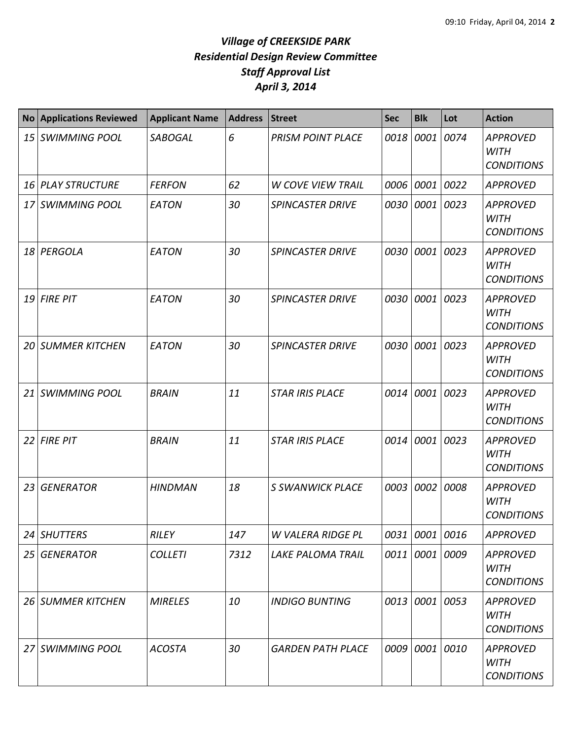# *Village of CREEKSIDE PARK*
# *Residential Design Review Committee*
# *Staff Approval List*
# *April 3, 2014*

| No | Applications Reviewed | Applicant Name | Address | Street | Sec | Blk | Lot | Action |
|---|---|---|---|---|---|---|---|---|
| 15 | SWIMMING POOL | SABOGAL | 6 | PRISM POINT PLACE | 0018 | 0001 | 0074 | APPROVED WITH CONDITIONS |
| 16 | PLAY STRUCTURE | FERFON | 62 | W COVE VIEW TRAIL | 0006 | 0001 | 0022 | APPROVED |
| 17 | SWIMMING POOL | EATON | 30 | SPINCASTER DRIVE | 0030 | 0001 | 0023 | APPROVED WITH CONDITIONS |
| 18 | PERGOLA | EATON | 30 | SPINCASTER DRIVE | 0030 | 0001 | 0023 | APPROVED WITH CONDITIONS |
| 19 | FIRE PIT | EATON | 30 | SPINCASTER DRIVE | 0030 | 0001 | 0023 | APPROVED WITH CONDITIONS |
| 20 | SUMMER KITCHEN | EATON | 30 | SPINCASTER DRIVE | 0030 | 0001 | 0023 | APPROVED WITH CONDITIONS |
| 21 | SWIMMING POOL | BRAIN | 11 | STAR IRIS PLACE | 0014 | 0001 | 0023 | APPROVED WITH CONDITIONS |
| 22 | FIRE PIT | BRAIN | 11 | STAR IRIS PLACE | 0014 | 0001 | 0023 | APPROVED WITH CONDITIONS |
| 23 | GENERATOR | HINDMAN | 18 | S SWANWICK PLACE | 0003 | 0002 | 0008 | APPROVED WITH CONDITIONS |
| 24 | SHUTTERS | RILEY | 147 | W VALERA RIDGE PL | 0031 | 0001 | 0016 | APPROVED |
| 25 | GENERATOR | COLLETI | 7312 | LAKE PALOMA TRAIL | 0011 | 0001 | 0009 | APPROVED WITH CONDITIONS |
| 26 | SUMMER KITCHEN | MIRELES | 10 | INDIGO BUNTING | 0013 | 0001 | 0053 | APPROVED WITH CONDITIONS |
| 27 | SWIMMING POOL | ACOSTA | 30 | GARDEN PATH PLACE | 0009 | 0001 | 0010 | APPROVED WITH CONDITIONS |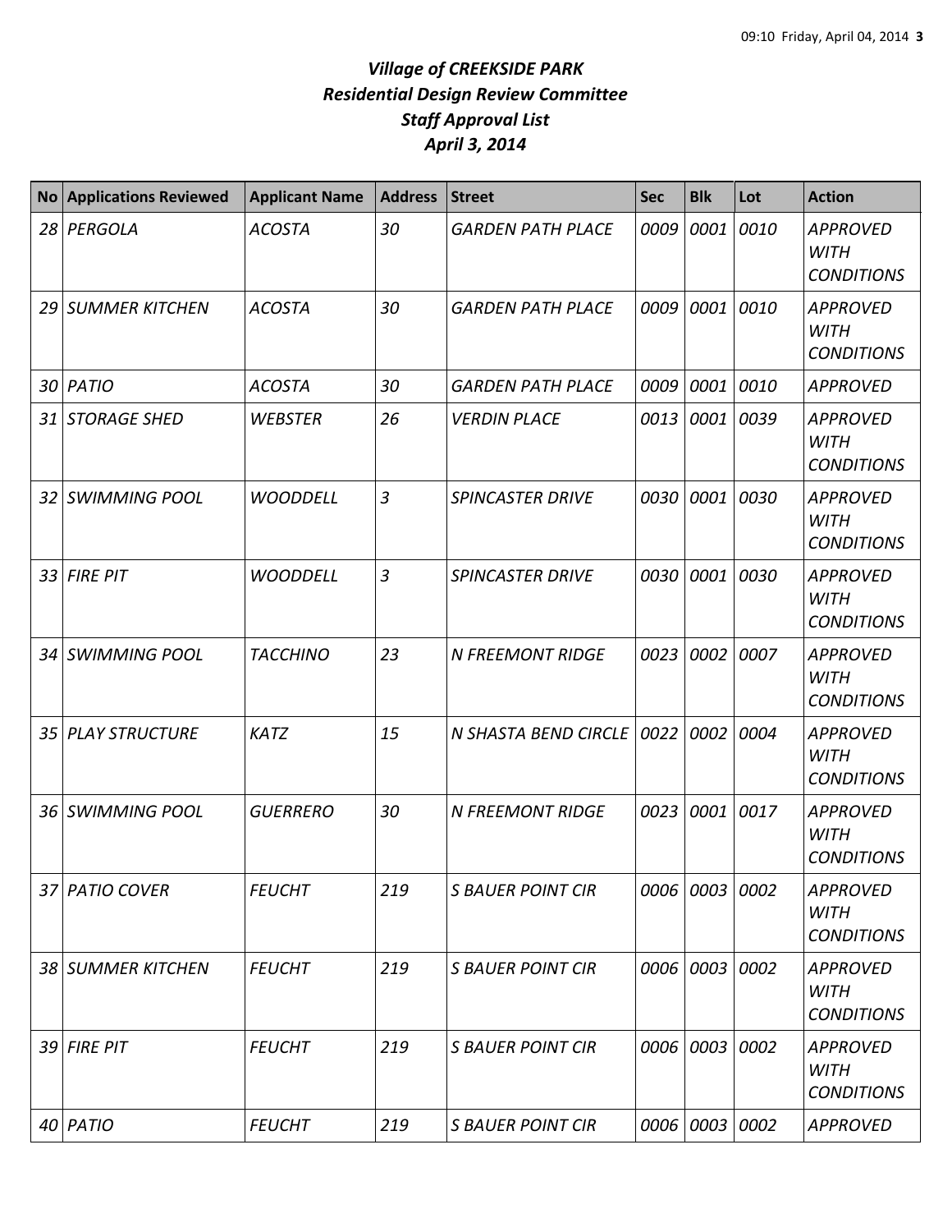# *Village of CREEKSIDE PARK*
## *Residential Design Review Committee*
## *Staff Approval List*
## *April 3, 2014*

| No | Applications Reviewed | Applicant Name | Address | Street | Sec | Blk | Lot | Action |
|---|---|---|---|---|---|---|---|---|
| *28* | *PERGOLA* | *ACOSTA* | *30* | *GARDEN PATH PLACE* | *0009* | *0001* | *0010* | *APPROVED WITH CONDITIONS* |
| *29* | *SUMMER KITCHEN* | *ACOSTA* | *30* | *GARDEN PATH PLACE* | *0009* | *0001* | *0010* | *APPROVED WITH CONDITIONS* |
| *30* | *PATIO* | *ACOSTA* | *30* | *GARDEN PATH PLACE* | *0009* | *0001* | *0010* | *APPROVED* |
| *31* | *STORAGE SHED* | *WEBSTER* | *26* | *VERDIN PLACE* | *0013* | *0001* | *0039* | *APPROVED WITH CONDITIONS* |
| *32* | *SWIMMING POOL* | *WOODDELL* | *3* | *SPINCASTER DRIVE* | *0030* | *0001* | *0030* | *APPROVED WITH CONDITIONS* |
| *33* | *FIRE PIT* | *WOODDELL* | *3* | *SPINCASTER DRIVE* | *0030* | *0001* | *0030* | *APPROVED WITH CONDITIONS* |
| *34* | *SWIMMING POOL* | *TACCHINO* | *23* | *N FREEMONT RIDGE* | *0023* | *0002* | *0007* | *APPROVED WITH CONDITIONS* |
| *35* | *PLAY STRUCTURE* | *KATZ* | *15* | *N SHASTA BEND CIRCLE* | *0022* | *0002* | *0004* | *APPROVED WITH CONDITIONS* |
| *36* | *SWIMMING POOL* | *GUERRERO* | *30* | *N FREEMONT RIDGE* | *0023* | *0001* | *0017* | *APPROVED WITH CONDITIONS* |
| *37* | *PATIO COVER* | *FEUCHT* | *219* | *S BAUER POINT CIR* | *0006* | *0003* | *0002* | *APPROVED WITH CONDITIONS* |
| *38* | *SUMMER KITCHEN* | *FEUCHT* | *219* | *S BAUER POINT CIR* | *0006* | *0003* | *0002* | *APPROVED WITH CONDITIONS* |
| *39* | *FIRE PIT* | *FEUCHT* | *219* | *S BAUER POINT CIR* | *0006* | *0003* | *0002* | *APPROVED WITH CONDITIONS* |
| *40* | *PATIO* | *FEUCHT* | *219* | *S BAUER POINT CIR* | *0006* | *0003* | *0002* | *APPROVED* |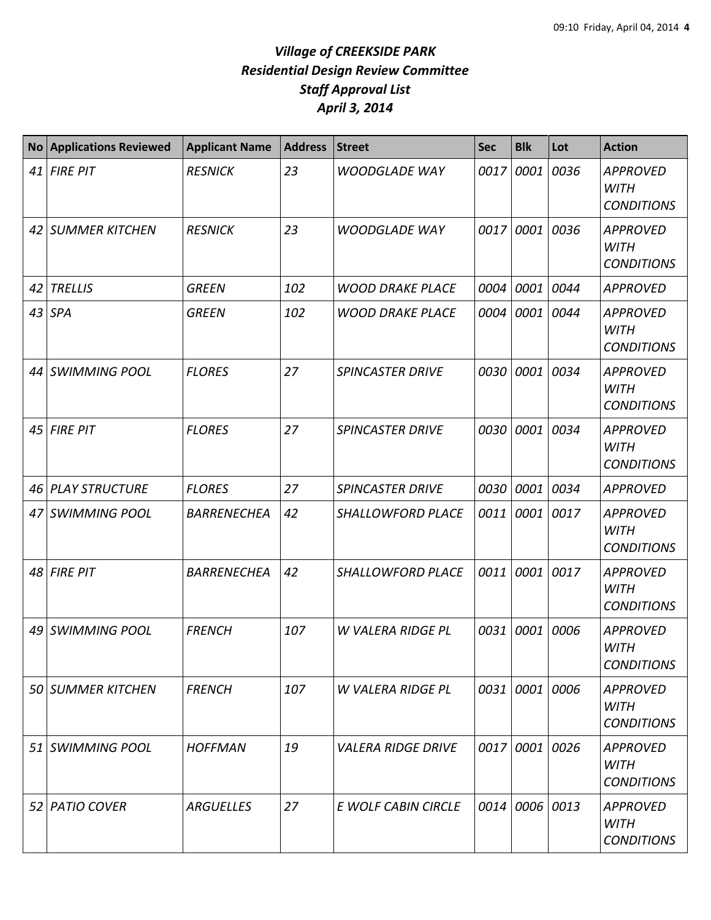# *Village of CREEKSIDE PARK*
# *Residential Design Review Committee*
# *Staff Approval List*
# *April 3, 2014*

| No | Applications Reviewed | Applicant Name | Address | Street | Sec | Blk | Lot | Action |
|---|---|---|---|---|---|---|---|---|
| *41* | *FIRE PIT* | *RESNICK* | *23* | *WOODGLADE WAY* | *0017* | *0001* | *0036* | *APPROVED WITH CONDITIONS* |
| *42* | *SUMMER KITCHEN* | *RESNICK* | *23* | *WOODGLADE WAY* | *0017* | *0001* | *0036* | *APPROVED WITH CONDITIONS* |
| *42* | *TRELLIS* | *GREEN* | *102* | *WOOD DRAKE PLACE* | *0004* | *0001* | *0044* | *APPROVED* |
| *43* | *SPA* | *GREEN* | *102* | *WOOD DRAKE PLACE* | *0004* | *0001* | *0044* | *APPROVED WITH CONDITIONS* |
| *44* | *SWIMMING POOL* | *FLORES* | *27* | *SPINCASTER DRIVE* | *0030* | *0001* | *0034* | *APPROVED WITH CONDITIONS* |
| *45* | *FIRE PIT* | *FLORES* | *27* | *SPINCASTER DRIVE* | *0030* | *0001* | *0034* | *APPROVED WITH CONDITIONS* |
| *46* | *PLAY STRUCTURE* | *FLORES* | *27* | *SPINCASTER DRIVE* | *0030* | *0001* | *0034* | *APPROVED* |
| *47* | *SWIMMING POOL* | *BARRENECHEA* | *42* | *SHALLOWFORD PLACE* | *0011* | *0001* | *0017* | *APPROVED WITH CONDITIONS* |
| *48* | *FIRE PIT* | *BARRENECHEA* | *42* | *SHALLOWFORD PLACE* | *0011* | *0001* | *0017* | *APPROVED WITH CONDITIONS* |
| *49* | *SWIMMING POOL* | *FRENCH* | *107* | *W VALERA RIDGE PL* | *0031* | *0001* | *0006* | *APPROVED WITH CONDITIONS* |
| *50* | *SUMMER KITCHEN* | *FRENCH* | *107* | *W VALERA RIDGE PL* | *0031* | *0001* | *0006* | *APPROVED WITH CONDITIONS* |
| *51* | *SWIMMING POOL* | *HOFFMAN* | *19* | *VALERA RIDGE DRIVE* | *0017* | *0001* | *0026* | *APPROVED WITH CONDITIONS* |
| *52* | *PATIO COVER* | *ARGUELLES* | *27* | *E WOLF CABIN CIRCLE* | *0014* | *0006* | *0013* | *APPROVED WITH CONDITIONS* |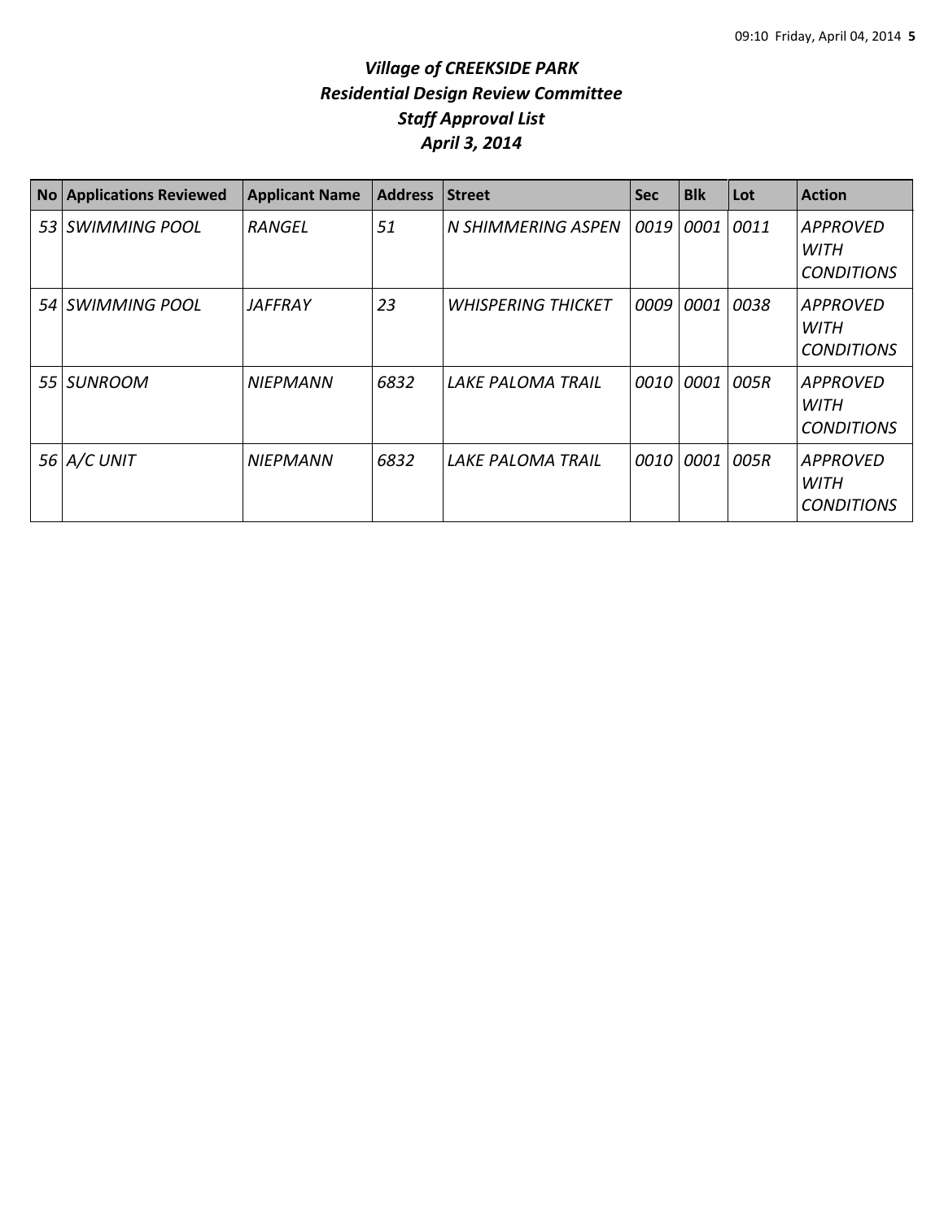# *Village of CREEKSIDE PARK*
## *Residential Design Review Committee*
## *Staff Approval List*
## *April 3, 2014*

| No | Applications Reviewed | Applicant Name | Address | Street | Sec | Blk | Lot | Action |
|---|---|---|---|---|---|---|---|---|
| *53* | *SWIMMING POOL* | *RANGEL* | *51* | *N SHIMMERING ASPEN* | *0019* | *0001* | *0011* | *APPROVED WITH CONDITIONS* |
| *54* | *SWIMMING POOL* | *JAFFRAY* | *23* | *WHISPERING THICKET* | *0009* | *0001* | *0038* | *APPROVED WITH CONDITIONS* |
| *55* | *SUNROOM* | *NIEPMANN* | *6832* | *LAKE PALOMA TRAIL* | *0010* | *0001* | *005R* | *APPROVED WITH CONDITIONS* |
| *56* | *A/C UNIT* | *NIEPMANN* | *6832* | *LAKE PALOMA TRAIL* | *0010* | *0001* | *005R* | *APPROVED WITH CONDITIONS* |